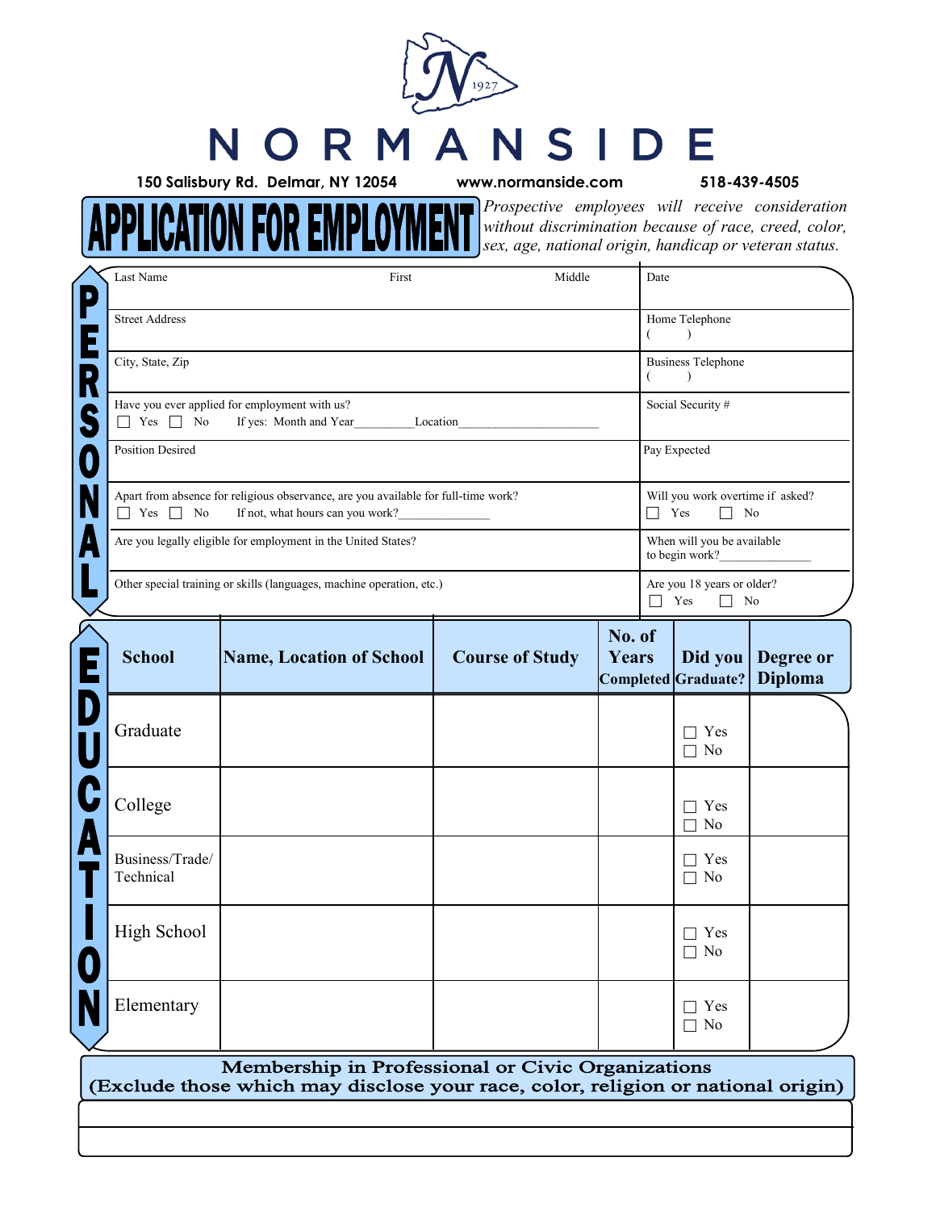# NORMANSIDE

1927

**150 Salisbury Rd. Delmar, NY 12054** **www.normanside.com** **518-439-4505**

## APPLICATION FOR EMPLOYMENT

*Prospective employees will receive consideration without discrimination because of race, creed, color, sex, age, national origin, handicap or veteran status.*

### PERSONAL

| | |
|---|---|
| Last Name First Middle | Date |
| Street Address | Home Telephone ( ) |
| City, State, Zip | Business Telephone ( ) |
| Have you ever applied for employment with us? ☐ Yes ☐ No If yes: Month and Year_________Location______________________ | Social Security # |
| Position Desired | Pay Expected |
| Apart from absence for religious observance, are you available for full-time work? ☐ Yes ☐ No If not, what hours can you work?______________ | Will you work overtime if asked? ☐ Yes ☐ No |
| Are you legally eligible for employment in the United States? | When will you be available to begin work?______________ |
| Other special training or skills (languages, machine operation, etc.) | Are you 18 years or older? ☐ Yes ☐ No |

### EDUCATION

| School | Name, Location of School | Course of Study | No. of Years Completed | Did you Graduate? | Degree or Diploma |
|---|---|---|---|---|---|
| Graduate | | | | ☐ Yes ☐ No | |
| College | | | | ☐ Yes ☐ No | |
| Business/Trade/ Technical | | | | ☐ Yes ☐ No | |
| High School | | | | ☐ Yes ☐ No | |
| Elementary | | | | ☐ Yes ☐ No | |

### Membership in Professional or Civic Organizations
**(Exclude those which may disclose your race, color, religion or national origin)**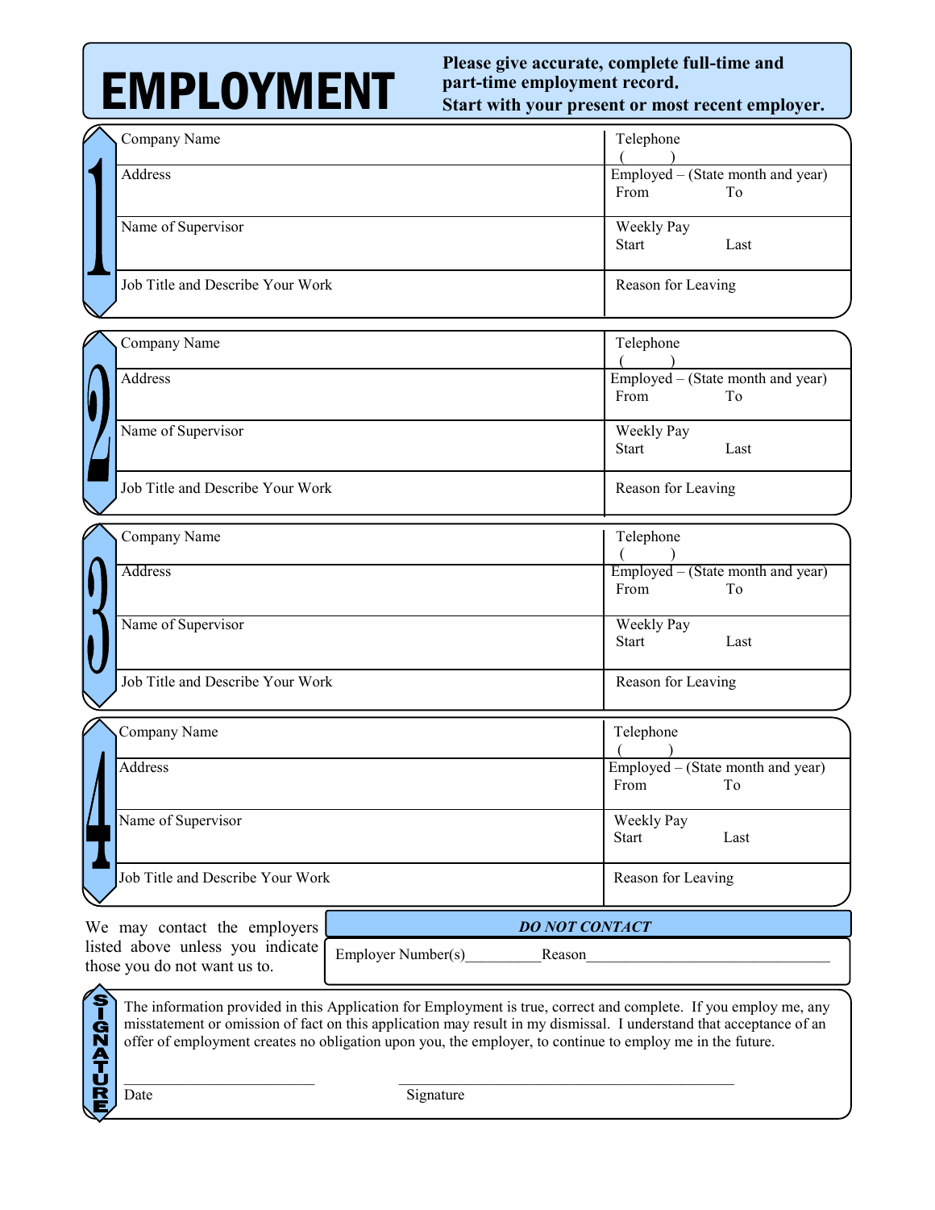# EMPLOYMENT

**Please give accurate, complete full-time and part-time employment record. Start with your present or most recent employer.**

**1**

| | |
|---|---|
| Company Name | Telephone ( ) |
| Address | Employed – (State month and year) From To |
| Name of Supervisor | Weekly Pay Start Last |
| Job Title and Describe Your Work | Reason for Leaving |

**2**

| | |
|---|---|
| Company Name | Telephone ( ) |
| Address | Employed – (State month and year) From To |
| Name of Supervisor | Weekly Pay Start Last |
| Job Title and Describe Your Work | Reason for Leaving |

**3**

| | |
|---|---|
| Company Name | Telephone ( ) |
| Address | Employed – (State month and year) From To |
| Name of Supervisor | Weekly Pay Start Last |
| Job Title and Describe Your Work | Reason for Leaving |

**4**

| | |
|---|---|
| Company Name | Telephone ( ) |
| Address | Employed – (State month and year) From To |
| Name of Supervisor | Weekly Pay Start Last |
| Job Title and Describe Your Work | Reason for Leaving |

We may contact the employers listed above unless you indicate those you do not want us to.

***DO NOT CONTACT***

Employer Number(s)__________Reason________________________________

**SIGNATURE**

The information provided in this Application for Employment is true, correct and complete. If you employ me, any misstatement or omission of fact on this application may result in my dismissal. I understand that acceptance of an offer of employment creates no obligation upon you, the employer, to continue to employ me in the future.

_________________________ Date

____________________________________________ Signature